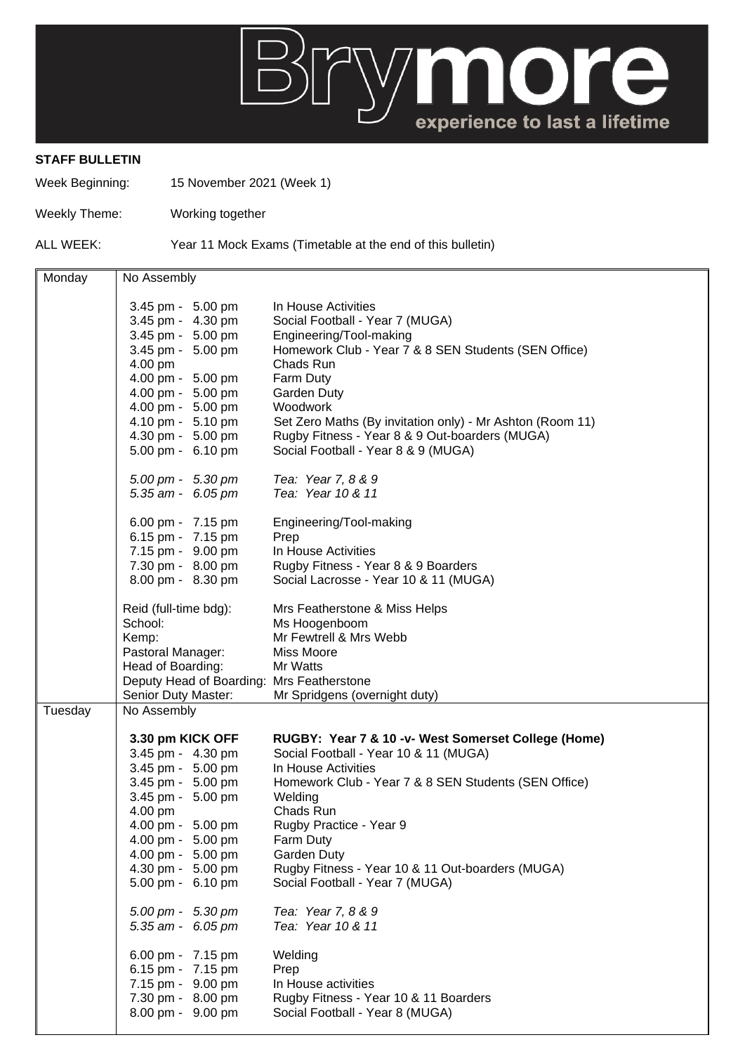Brymore
experience to last a lifetime

**STAFF BULLETIN**

Week Beginning: 15 November 2021 (Week 1)

Weekly Theme: Working together

ALL WEEK: Year 11 Mock Exams (Timetable at the end of this bulletin)

| | | |
|---|---|---|
| Monday | No Assembly | |
| | 3.45 pm - 5.00 pm | In House Activities |
| | 3.45 pm - 4.30 pm | Social Football - Year 7 (MUGA) |
| | 3.45 pm - 5.00 pm | Engineering/Tool-making |
| | 3.45 pm - 5.00 pm | Homework Club - Year 7 & 8 SEN Students (SEN Office) |
| | 4.00 pm | Chads Run |
| | 4.00 pm - 5.00 pm | Farm Duty |
| | 4.00 pm - 5.00 pm | Garden Duty |
| | 4.00 pm - 5.00 pm | Woodwork |
| | 4.10 pm - 5.10 pm | Set Zero Maths (By invitation only) - Mr Ashton (Room 11) |
| | 4.30 pm - 5.00 pm | Rugby Fitness - Year 8 & 9 Out-boarders (MUGA) |
| | 5.00 pm - 6.10 pm | Social Football - Year 8 & 9 (MUGA) |
| | *5.00 pm - 5.30 pm* | *Tea: Year 7, 8 & 9* |
| | *5.35 am - 6.05 pm* | *Tea: Year 10 & 11* |
| | 6.00 pm - 7.15 pm | Engineering/Tool-making |
| | 6.15 pm - 7.15 pm | Prep |
| | 7.15 pm - 9.00 pm | In House Activities |
| | 7.30 pm - 8.00 pm | Rugby Fitness - Year 8 & 9 Boarders |
| | 8.00 pm - 8.30 pm | Social Lacrosse - Year 10 & 11 (MUGA) |
| | Reid (full-time bdg): | Mrs Featherstone & Miss Helps |
| | School: | Ms Hoogenboom |
| | Kemp: | Mr Fewtrell & Mrs Webb |
| | Pastoral Manager: | Miss Moore |
| | Head of Boarding: | Mr Watts |
| | Deputy Head of Boarding: | Mrs Featherstone |
| | Senior Duty Master: | Mr Spridgens (overnight duty) |
| Tuesday | No Assembly | |
| | **3.30 pm KICK OFF** | **RUGBY: Year 7 & 10 -v- West Somerset College (Home)** |
| | 3.45 pm - 4.30 pm | Social Football - Year 10 & 11 (MUGA) |
| | 3.45 pm - 5.00 pm | In House Activities |
| | 3.45 pm - 5.00 pm | Homework Club - Year 7 & 8 SEN Students (SEN Office) |
| | 3.45 pm - 5.00 pm | Welding |
| | 4.00 pm | Chads Run |
| | 4.00 pm - 5.00 pm | Rugby Practice - Year 9 |
| | 4.00 pm - 5.00 pm | Farm Duty |
| | 4.00 pm - 5.00 pm | Garden Duty |
| | 4.30 pm - 5.00 pm | Rugby Fitness - Year 10 & 11 Out-boarders (MUGA) |
| | 5.00 pm - 6.10 pm | Social Football - Year 7 (MUGA) |
| | *5.00 pm - 5.30 pm* | *Tea: Year 7, 8 & 9* |
| | *5.35 am - 6.05 pm* | *Tea: Year 10 & 11* |
| | 6.00 pm - 7.15 pm | Welding |
| | 6.15 pm - 7.15 pm | Prep |
| | 7.15 pm - 9.00 pm | In House activities |
| | 7.30 pm - 8.00 pm | Rugby Fitness - Year 10 & 11 Boarders |
| | 8.00 pm - 9.00 pm | Social Football - Year 8 (MUGA) |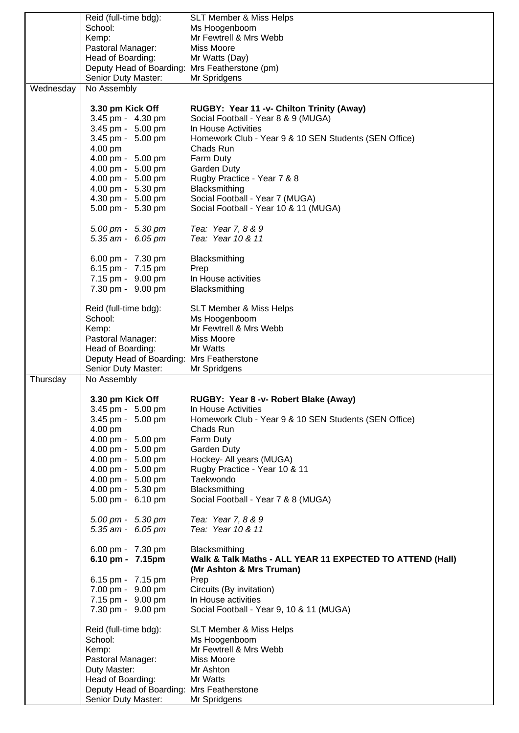| | | |
|---|---|---|
| | Reid (full-time bdg): | SLT Member & Miss Helps |
| | School: | Ms Hoogenboom |
| | Kemp: | Mr Fewtrell & Mrs Webb |
| | Pastoral Manager: | Miss Moore |
| | Head of Boarding: | Mr Watts (Day) |
| | Deputy Head of Boarding: | Mrs Featherstone (pm) |
| | Senior Duty Master: | Mr Spridgens |
| Wednesday | No Assembly | |
| | **3.30 pm Kick Off** | **RUGBY: Year 11 -v- Chilton Trinity (Away)** |
| | 3.45 pm - 4.30 pm | Social Football - Year 8 & 9 (MUGA) |
| | 3.45 pm - 5.00 pm | In House Activities |
| | 3.45 pm - 5.00 pm | Homework Club - Year 9 & 10 SEN Students (SEN Office) |
| | 4.00 pm | Chads Run |
| | 4.00 pm - 5.00 pm | Farm Duty |
| | 4.00 pm - 5.00 pm | Garden Duty |
| | 4.00 pm - 5.00 pm | Rugby Practice - Year 7 & 8 |
| | 4.00 pm - 5.30 pm | Blacksmithing |
| | 4.30 pm - 5.00 pm | Social Football - Year 7 (MUGA) |
| | 5.00 pm - 5.30 pm | Social Football - Year 10 & 11 (MUGA) |
| | *5.00 pm - 5.30 pm* | *Tea: Year 7, 8 & 9* |
| | *5.35 am - 6.05 pm* | *Tea: Year 10 & 11* |
| | 6.00 pm - 7.30 pm | Blacksmithing |
| | 6.15 pm - 7.15 pm | Prep |
| | 7.15 pm - 9.00 pm | In House activities |
| | 7.30 pm - 9.00 pm | Blacksmithing |
| | Reid (full-time bdg): | SLT Member & Miss Helps |
| | School: | Ms Hoogenboom |
| | Kemp: | Mr Fewtrell & Mrs Webb |
| | Pastoral Manager: | Miss Moore |
| | Head of Boarding: | Mr Watts |
| | Deputy Head of Boarding: | Mrs Featherstone |
| | Senior Duty Master: | Mr Spridgens |
| Thursday | No Assembly | |
| | **3.30 pm Kick Off** | **RUGBY: Year 8 -v- Robert Blake (Away)** |
| | 3.45 pm - 5.00 pm | In House Activities |
| | 3.45 pm - 5.00 pm | Homework Club - Year 9 & 10 SEN Students (SEN Office) |
| | 4.00 pm | Chads Run |
| | 4.00 pm - 5.00 pm | Farm Duty |
| | 4.00 pm - 5.00 pm | Garden Duty |
| | 4.00 pm - 5.00 pm | Hockey- All years (MUGA) |
| | 4.00 pm - 5.00 pm | Rugby Practice - Year 10 & 11 |
| | 4.00 pm - 5.00 pm | Taekwondo |
| | 4.00 pm - 5.30 pm | Blacksmithing |
| | 5.00 pm - 6.10 pm | Social Football - Year 7 & 8 (MUGA) |
| | *5.00 pm - 5.30 pm* | *Tea: Year 7, 8 & 9* |
| | *5.35 am - 6.05 pm* | *Tea: Year 10 & 11* |
| | 6.00 pm - 7.30 pm | Blacksmithing |
| | **6.10 pm - 7.15pm** | **Walk & Talk Maths - ALL YEAR 11 EXPECTED TO ATTEND (Hall) (Mr Ashton & Mrs Truman)** |
| | 6.15 pm - 7.15 pm | Prep |
| | 7.00 pm - 9.00 pm | Circuits (By invitation) |
| | 7.15 pm - 9.00 pm | In House activities |
| | 7.30 pm - 9.00 pm | Social Football - Year 9, 10 & 11 (MUGA) |
| | Reid (full-time bdg): | SLT Member & Miss Helps |
| | School: | Ms Hoogenboom |
| | Kemp: | Mr Fewtrell & Mrs Webb |
| | Pastoral Manager: | Miss Moore |
| | Duty Master: | Mr Ashton |
| | Head of Boarding: | Mr Watts |
| | Deputy Head of Boarding: | Mrs Featherstone |
| | Senior Duty Master: | Mr Spridgens |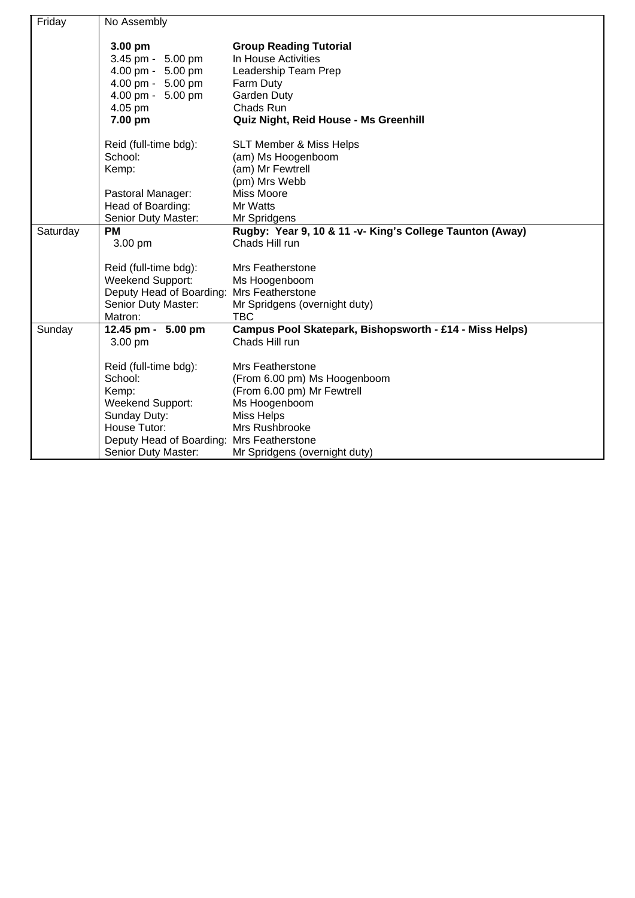| | | |
|---|---|---|
| Friday | No Assembly | |
| | **3.00 pm** | **Group Reading Tutorial** |
| | 3.45 pm - 5.00 pm | In House Activities |
| | 4.00 pm - 5.00 pm | Leadership Team Prep |
| | 4.00 pm - 5.00 pm | Farm Duty |
| | 4.00 pm - 5.00 pm | Garden Duty |
| | 4.05 pm | Chads Run |
| | **7.00 pm** | **Quiz Night, Reid House - Ms Greenhill** |
| | Reid (full-time bdg): | SLT Member & Miss Helps |
| | School: | (am) Ms Hoogenboom |
| | Kemp: | (am) Mr Fewtrell |
| | | (pm) Mrs Webb |
| | Pastoral Manager: | Miss Moore |
| | Head of Boarding: | Mr Watts |
| | Senior Duty Master: | Mr Spridgens |
| Saturday | **PM** | **Rugby: Year 9, 10 & 11 -v- King's College Taunton (Away)** |
| | 3.00 pm | Chads Hill run |
| | Reid (full-time bdg): | Mrs Featherstone |
| | Weekend Support: | Ms Hoogenboom |
| | Deputy Head of Boarding: | Mrs Featherstone |
| | Senior Duty Master: | Mr Spridgens (overnight duty) |
| | Matron: | TBC |
| Sunday | **12.45 pm - 5.00 pm** | **Campus Pool Skatepark, Bishopsworth - £14 - Miss Helps)** |
| | 3.00 pm | Chads Hill run |
| | Reid (full-time bdg): | Mrs Featherstone |
| | School: | (From 6.00 pm) Ms Hoogenboom |
| | Kemp: | (From 6.00 pm) Mr Fewtrell |
| | Weekend Support: | Ms Hoogenboom |
| | Sunday Duty: | Miss Helps |
| | House Tutor: | Mrs Rushbrooke |
| | Deputy Head of Boarding: | Mrs Featherstone |
| | Senior Duty Master: | Mr Spridgens (overnight duty) |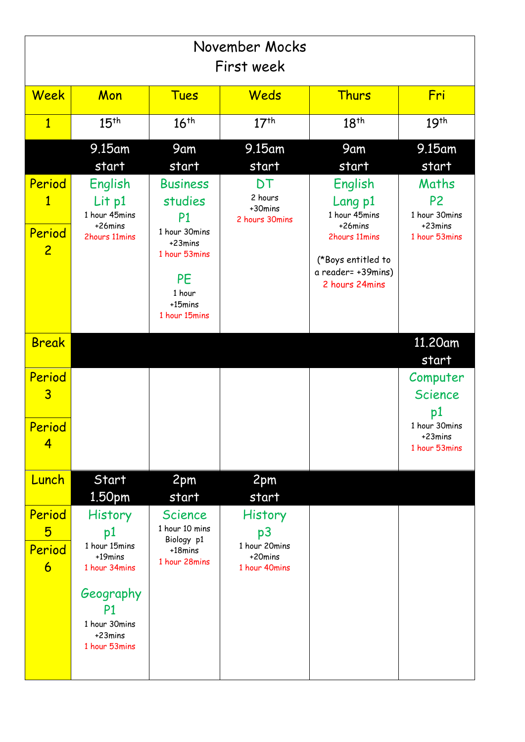# November Mocks
## First week

| Week | Mon | Tues | Weds | Thurs | Fri |
|---|---|---|---|---|---|
| 1 | 15th | 16th | 17th | 18th | 19th |
| | 9.15am start | 9am start | 9.15am start | 9am start | 9.15am start |
| Period 1 / Period 2 | English Lit p1<br>1 hour 45mins<br>+26mins<br>2hours 11mins | Business studies P1<br>1 hour 30mins<br>+23mins<br>1 hour 53mins<br><br>PE<br>1 hour<br>+15mins<br>1 hour 15mins | DT<br>2 hours<br>+30mins<br>2 hours 30mins | English Lang p1<br>1 hour 45mins<br>+26mins<br>2hours 11mins<br><br>(*Boys entitled to a reader= +39mins)<br>2 hours 24mins | Maths P2<br>1 hour 30mins<br>+23mins<br>1 hour 53mins |
| Break | | | | | 11.20am start |
| Period 3 / Period 4 | | | | | Computer Science p1<br>1 hour 30mins<br>+23mins<br>1 hour 53mins |
| Lunch | Start 1.50pm | 2pm start | 2pm start | | |
| Period 5 / Period 6 | History p1<br>1 hour 15mins<br>+19mins<br>1 hour 34mins<br><br>Geography P1<br>1 hour 30mins<br>+23mins<br>1 hour 53mins | Science<br>1 hour 10 mins<br>Biology p1<br>+18mins<br>1 hour 28mins | History p3<br>1 hour 20mins<br>+20mins<br>1 hour 40mins | | |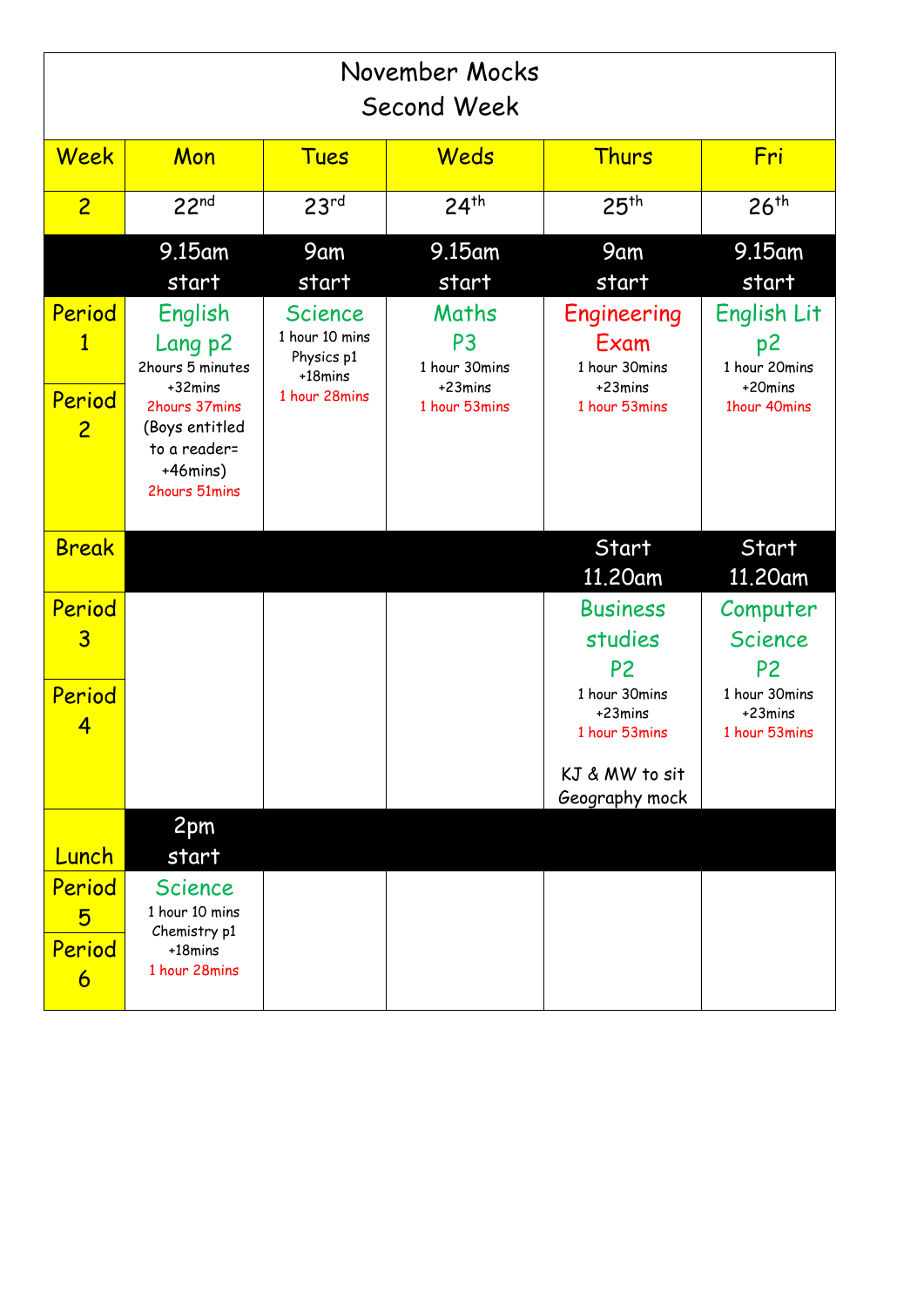| November Mocks Second Week | | | | | |
|---|---|---|---|---|---|
| Week | Mon | Tues | Weds | Thurs | Fri |
| 2 | 22nd | 23rd | 24th | 25th | 26th |
| | 9.15am start | 9am start | 9.15am start | 9am start | 9.15am start |
| Period 1 / Period 2 | English Lang p2 2hours 5 minutes +32mins 2hours 37mins (Boys entitled to a reader= +46mins) 2hours 51mins | Science 1 hour 10 mins Physics p1 +18mins 1 hour 28mins | Maths P3 1 hour 30mins +23mins 1 hour 53mins | Engineering Exam 1 hour 30mins +23mins 1 hour 53mins | English Lit p2 1 hour 20mins +20mins 1hour 40mins |
| Break | | | | Start 11.20am | Start 11.20am |
| Period 3 / Period 4 | | | | Business studies P2 1 hour 30mins +23mins 1 hour 53mins KJ & MW to sit Geography mock | Computer Science P2 1 hour 30mins +23mins 1 hour 53mins |
| Lunch | 2pm start | | | | |
| Period 5 / Period 6 | Science 1 hour 10 mins Chemistry p1 +18mins 1 hour 28mins | | | | |